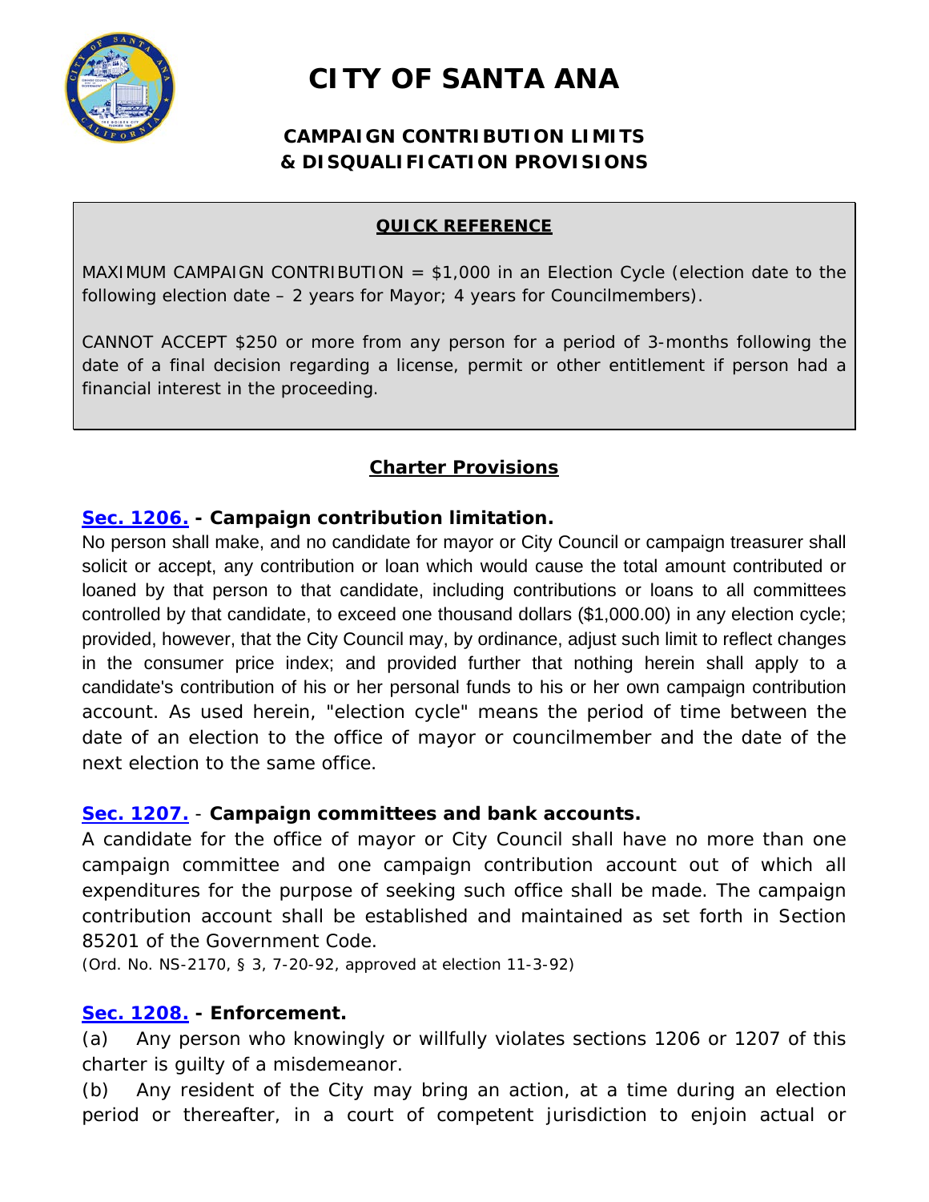# CITY OF SANTA ANA

## CAMPAIGN CONTRIBUTION LIMITS & DISQUALIFICATION PROVISIONS

**QUICK REFERENCE**

MAXIMUM CAMPAIGN CONTRIBUTION = $1,000 in an Election Cycle (election date to the following election date – 2 years for Mayor; 4 years for Councilmembers).

CANNOT ACCEPT $250 or more from any person for a period of 3-months following the date of a final decision regarding a license, permit or other entitlement if person had a financial interest in the proceeding.

## Charter Provisions

### Sec. 1206. - Campaign contribution limitation.

No person shall make, and no candidate for mayor or City Council or campaign treasurer shall solicit or accept, any contribution or loan which would cause the total amount contributed or loaned by that person to that candidate, including contributions or loans to all committees controlled by that candidate, to exceed one thousand dollars ($1,000.00) in any election cycle; provided, however, that the City Council may, by ordinance, adjust such limit to reflect changes in the consumer price index; and provided further that nothing herein shall apply to a candidate's contribution of his or her personal funds to his or her own campaign contribution account. As used herein, "election cycle" means the period of time between the date of an election to the office of mayor or councilmember and the date of the next election to the same office.

### Sec. 1207. - Campaign committees and bank accounts.

A candidate for the office of mayor or City Council shall have no more than one campaign committee and one campaign contribution account out of which all expenditures for the purpose of seeking such office shall be made. The campaign contribution account shall be established and maintained as set forth in Section 85201 of the Government Code.

(Ord. No. NS-2170, § 3, 7-20-92, approved at election 11-3-92)

### Sec. 1208. - Enforcement.

(a) Any person who knowingly or willfully violates sections 1206 or 1207 of this charter is guilty of a misdemeanor.

(b) Any resident of the City may bring an action, at a time during an election period or thereafter, in a court of competent jurisdiction to enjoin actual or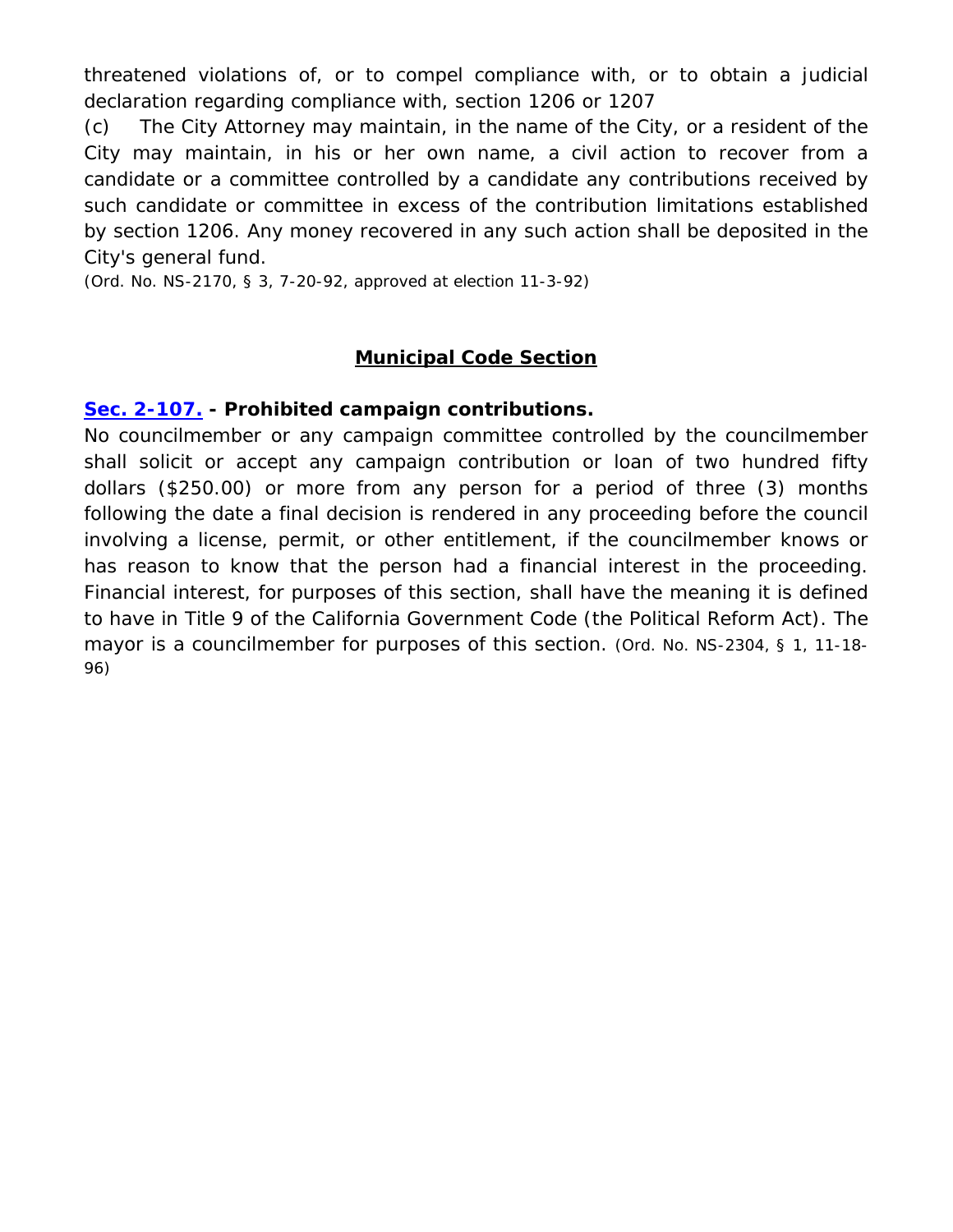threatened violations of, or to compel compliance with, or to obtain a judicial declaration regarding compliance with, section 1206 or 1207

(c) The City Attorney may maintain, in the name of the City, or a resident of the City may maintain, in his or her own name, a civil action to recover from a candidate or a committee controlled by a candidate any contributions received by such candidate or committee in excess of the contribution limitations established by section 1206. Any money recovered in any such action shall be deposited in the City's general fund.

(Ord. No. NS-2170, § 3, 7-20-92, approved at election 11-3-92)

## Municipal Code Section

**Sec. 2-107. - Prohibited campaign contributions.**

No councilmember or any campaign committee controlled by the councilmember shall solicit or accept any campaign contribution or loan of two hundred fifty dollars ($250.00) or more from any person for a period of three (3) months following the date a final decision is rendered in any proceeding before the council involving a license, permit, or other entitlement, if the councilmember knows or has reason to know that the person had a financial interest in the proceeding. Financial interest, for purposes of this section, shall have the meaning it is defined to have in Title 9 of the California Government Code (the Political Reform Act). The mayor is a councilmember for purposes of this section. (Ord. No. NS-2304, § 1, 11-18-96)